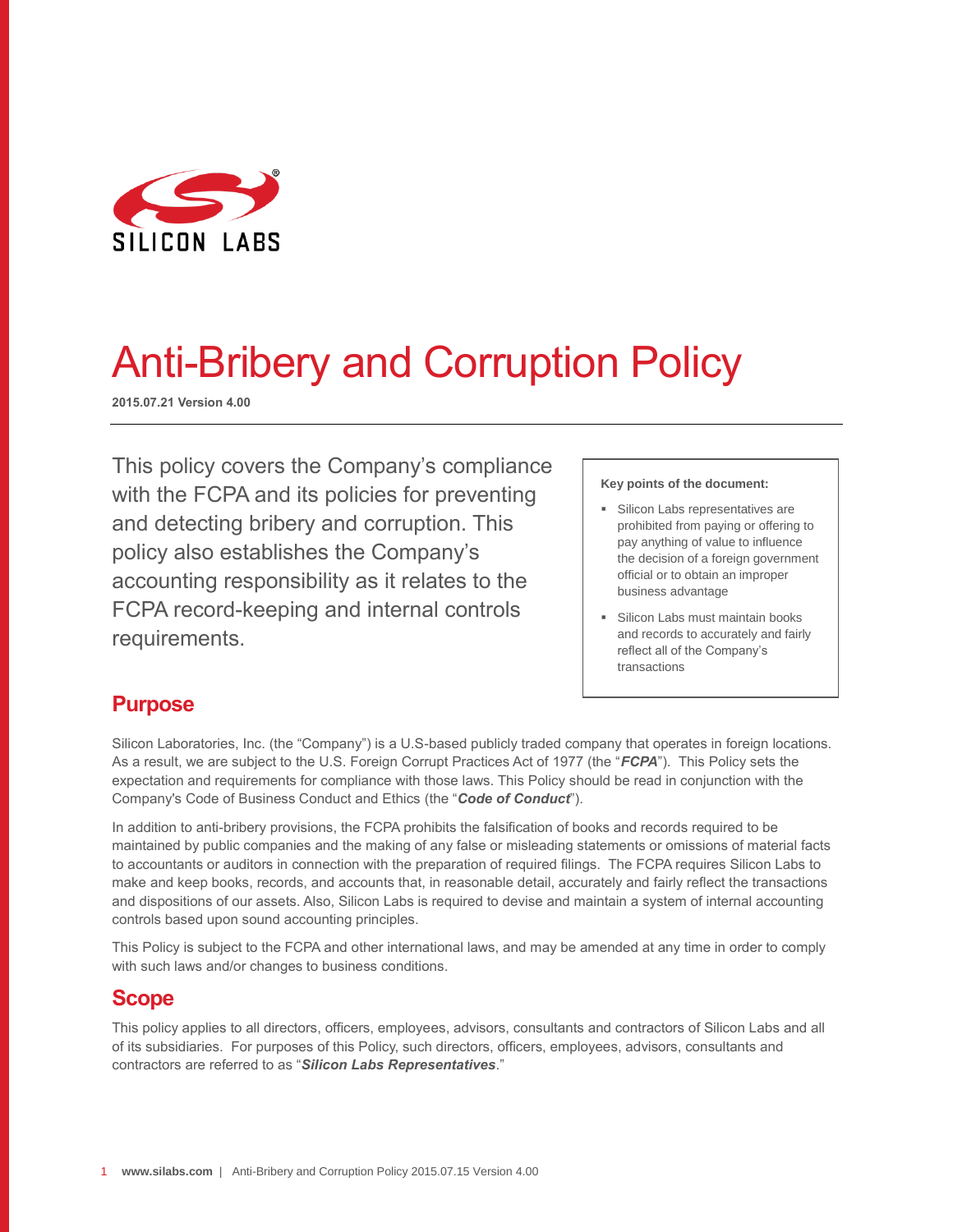# Anti-Bribery and Corruption Policy

**2015.07.21 Version 4.00**

This policy covers the Company's compliance with the FCPA and its policies for preventing and detecting bribery and corruption. This policy also establishes the Company's accounting responsibility as it relates to the FCPA record-keeping and internal controls requirements.

**Key points of the document:**

- Silicon Labs representatives are prohibited from paying or offering to pay anything of value to influence the decision of a foreign government official or to obtain an improper business advantage
- Silicon Labs must maintain books and records to accurately and fairly reflect all of the Company's transactions

## Purpose

Silicon Laboratories, Inc. (the "Company") is a U.S-based publicly traded company that operates in foreign locations. As a result, we are subject to the U.S. Foreign Corrupt Practices Act of 1977 (the "***FCPA***"). This Policy sets the expectation and requirements for compliance with those laws. This Policy should be read in conjunction with the Company's Code of Business Conduct and Ethics (the "***Code of Conduct***").

In addition to anti-bribery provisions, the FCPA prohibits the falsification of books and records required to be maintained by public companies and the making of any false or misleading statements or omissions of material facts to accountants or auditors in connection with the preparation of required filings. The FCPA requires Silicon Labs to make and keep books, records, and accounts that, in reasonable detail, accurately and fairly reflect the transactions and dispositions of our assets. Also, Silicon Labs is required to devise and maintain a system of internal accounting controls based upon sound accounting principles.

This Policy is subject to the FCPA and other international laws, and may be amended at any time in order to comply with such laws and/or changes to business conditions.

## Scope

This policy applies to all directors, officers, employees, advisors, consultants and contractors of Silicon Labs and all of its subsidiaries. For purposes of this Policy, such directors, officers, employees, advisors, consultants and contractors are referred to as "***Silicon Labs Representatives***."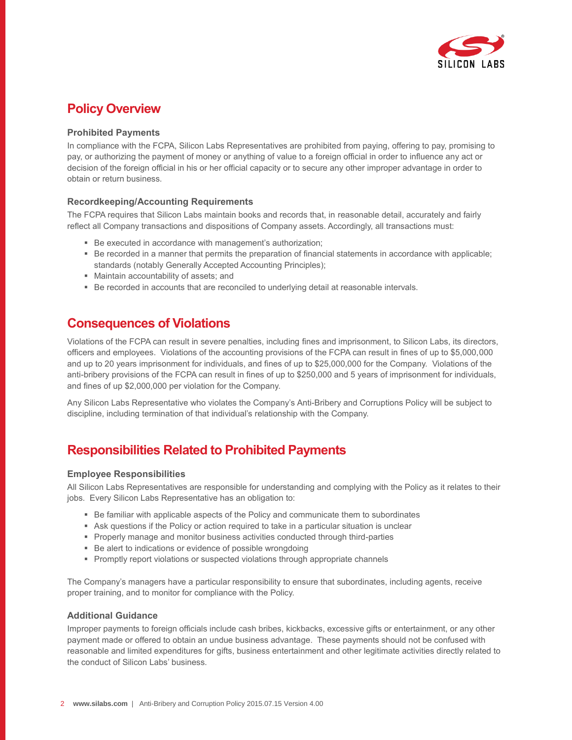## Policy Overview

### Prohibited Payments

In compliance with the FCPA, Silicon Labs Representatives are prohibited from paying, offering to pay, promising to pay, or authorizing the payment of money or anything of value to a foreign official in order to influence any act or decision of the foreign official in his or her official capacity or to secure any other improper advantage in order to obtain or return business.

### Recordkeeping/Accounting Requirements

The FCPA requires that Silicon Labs maintain books and records that, in reasonable detail, accurately and fairly reflect all Company transactions and dispositions of Company assets. Accordingly, all transactions must:

- Be executed in accordance with management's authorization;
- Be recorded in a manner that permits the preparation of financial statements in accordance with applicable; standards (notably Generally Accepted Accounting Principles);
- Maintain accountability of assets; and
- Be recorded in accounts that are reconciled to underlying detail at reasonable intervals.

## Consequences of Violations

Violations of the FCPA can result in severe penalties, including fines and imprisonment, to Silicon Labs, its directors, officers and employees. Violations of the accounting provisions of the FCPA can result in fines of up to $5,000,000 and up to 20 years imprisonment for individuals, and fines of up to $25,000,000 for the Company. Violations of the anti-bribery provisions of the FCPA can result in fines of up to $250,000 and 5 years of imprisonment for individuals, and fines of up $2,000,000 per violation for the Company.

Any Silicon Labs Representative who violates the Company's Anti-Bribery and Corruptions Policy will be subject to discipline, including termination of that individual's relationship with the Company.

## Responsibilities Related to Prohibited Payments

### Employee Responsibilities

All Silicon Labs Representatives are responsible for understanding and complying with the Policy as it relates to their jobs. Every Silicon Labs Representative has an obligation to:

- Be familiar with applicable aspects of the Policy and communicate them to subordinates
- Ask questions if the Policy or action required to take in a particular situation is unclear
- Properly manage and monitor business activities conducted through third-parties
- Be alert to indications or evidence of possible wrongdoing
- Promptly report violations or suspected violations through appropriate channels

The Company's managers have a particular responsibility to ensure that subordinates, including agents, receive proper training, and to monitor for compliance with the Policy.

### Additional Guidance

Improper payments to foreign officials include cash bribes, kickbacks, excessive gifts or entertainment, or any other payment made or offered to obtain an undue business advantage. These payments should not be confused with reasonable and limited expenditures for gifts, business entertainment and other legitimate activities directly related to the conduct of Silicon Labs' business.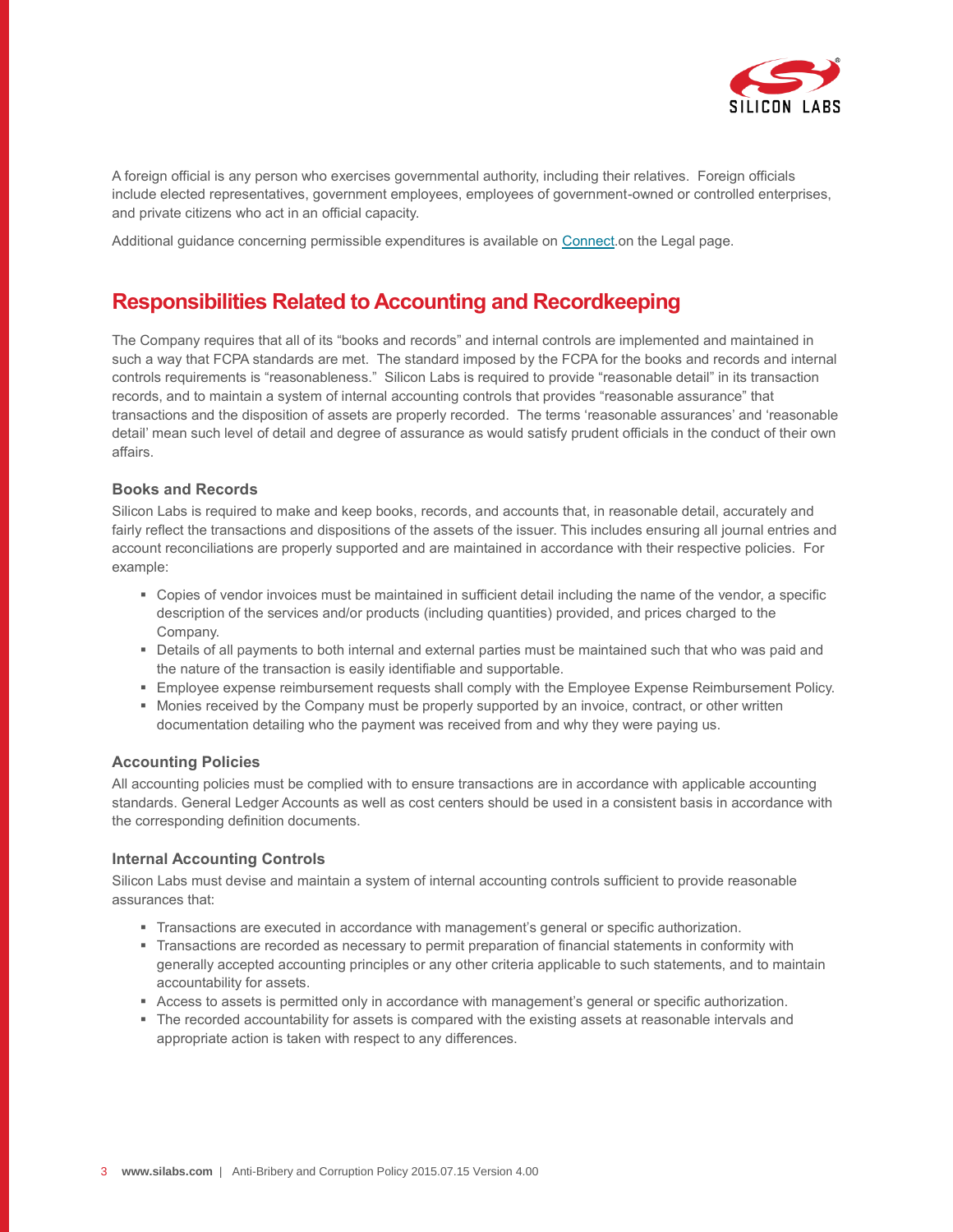A foreign official is any person who exercises governmental authority, including their relatives. Foreign officials include elected representatives, government employees, employees of government-owned or controlled enterprises, and private citizens who act in an official capacity.

Additional guidance concerning permissible expenditures is available on Connect.on the Legal page.

## Responsibilities Related to Accounting and Recordkeeping

The Company requires that all of its "books and records" and internal controls are implemented and maintained in such a way that FCPA standards are met. The standard imposed by the FCPA for the books and records and internal controls requirements is "reasonableness." Silicon Labs is required to provide "reasonable detail" in its transaction records, and to maintain a system of internal accounting controls that provides "reasonable assurance" that transactions and the disposition of assets are properly recorded. The terms 'reasonable assurances' and 'reasonable detail' mean such level of detail and degree of assurance as would satisfy prudent officials in the conduct of their own affairs.

### Books and Records

Silicon Labs is required to make and keep books, records, and accounts that, in reasonable detail, accurately and fairly reflect the transactions and dispositions of the assets of the issuer. This includes ensuring all journal entries and account reconciliations are properly supported and are maintained in accordance with their respective policies. For example:

- Copies of vendor invoices must be maintained in sufficient detail including the name of the vendor, a specific description of the services and/or products (including quantities) provided, and prices charged to the Company.
- Details of all payments to both internal and external parties must be maintained such that who was paid and the nature of the transaction is easily identifiable and supportable.
- Employee expense reimbursement requests shall comply with the Employee Expense Reimbursement Policy.
- Monies received by the Company must be properly supported by an invoice, contract, or other written documentation detailing who the payment was received from and why they were paying us.

### Accounting Policies

All accounting policies must be complied with to ensure transactions are in accordance with applicable accounting standards. General Ledger Accounts as well as cost centers should be used in a consistent basis in accordance with the corresponding definition documents.

### Internal Accounting Controls

Silicon Labs must devise and maintain a system of internal accounting controls sufficient to provide reasonable assurances that:

- Transactions are executed in accordance with management's general or specific authorization.
- Transactions are recorded as necessary to permit preparation of financial statements in conformity with generally accepted accounting principles or any other criteria applicable to such statements, and to maintain accountability for assets.
- Access to assets is permitted only in accordance with management's general or specific authorization.
- The recorded accountability for assets is compared with the existing assets at reasonable intervals and appropriate action is taken with respect to any differences.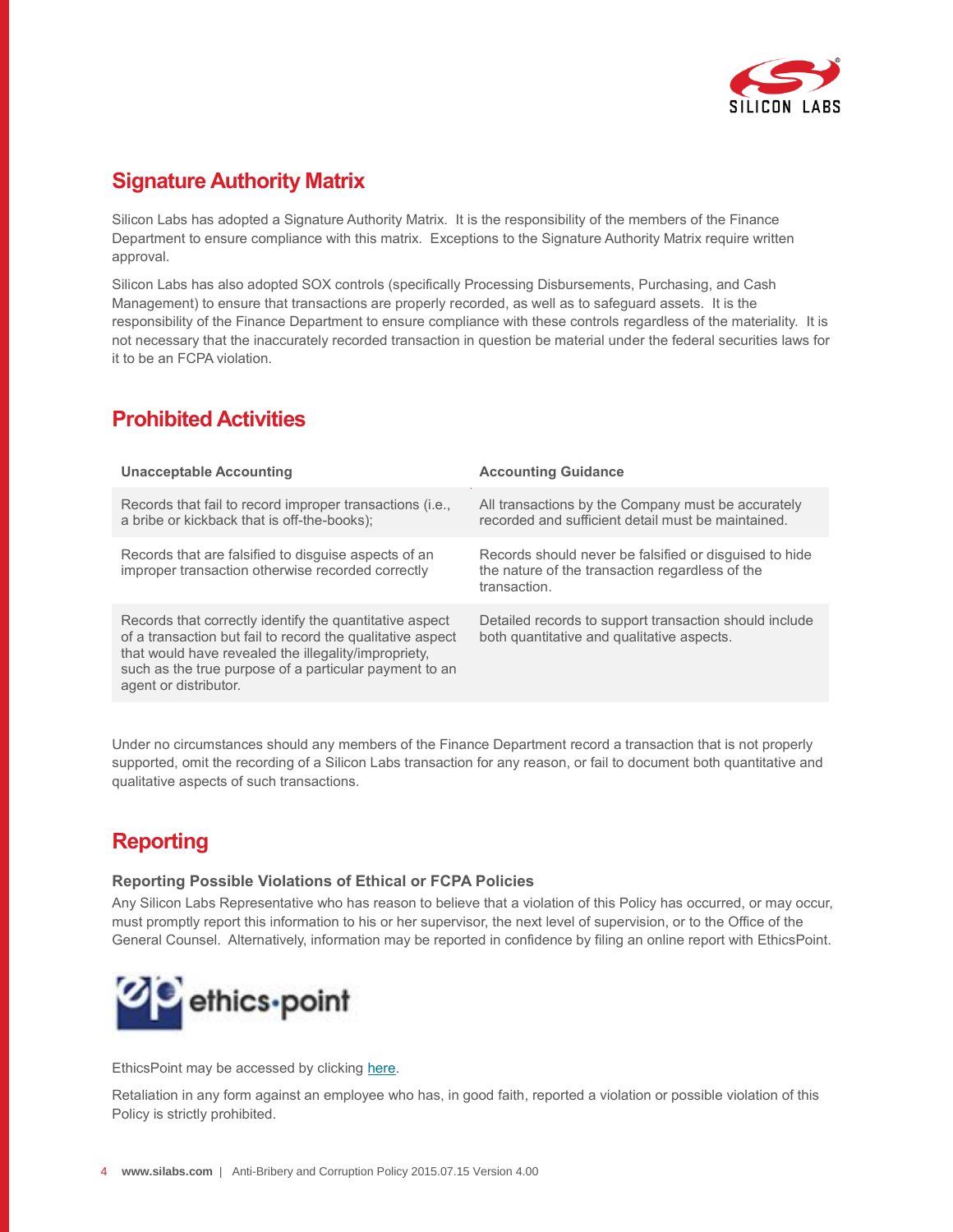## Signature Authority Matrix

Silicon Labs has adopted a Signature Authority Matrix. It is the responsibility of the members of the Finance Department to ensure compliance with this matrix. Exceptions to the Signature Authority Matrix require written approval.

Silicon Labs has also adopted SOX controls (specifically Processing Disbursements, Purchasing, and Cash Management) to ensure that transactions are properly recorded, as well as to safeguard assets. It is the responsibility of the Finance Department to ensure compliance with these controls regardless of the materiality. It is not necessary that the inaccurately recorded transaction in question be material under the federal securities laws for it to be an FCPA violation.

## Prohibited Activities

| Unacceptable Accounting | Accounting Guidance |
| --- | --- |
| Records that fail to record improper transactions (i.e., a bribe or kickback that is off-the-books); | All transactions by the Company must be accurately recorded and sufficient detail must be maintained. |
| Records that are falsified to disguise aspects of an improper transaction otherwise recorded correctly | Records should never be falsified or disguised to hide the nature of the transaction regardless of the transaction. |
| Records that correctly identify the quantitative aspect of a transaction but fail to record the qualitative aspect that would have revealed the illegality/impropriety, such as the true purpose of a particular payment to an agent or distributor. | Detailed records to support transaction should include both quantitative and qualitative aspects. |

Under no circumstances should any members of the Finance Department record a transaction that is not properly supported, omit the recording of a Silicon Labs transaction for any reason, or fail to document both quantitative and qualitative aspects of such transactions.

## Reporting

### Reporting Possible Violations of Ethical or FCPA Policies

Any Silicon Labs Representative who has reason to believe that a violation of this Policy has occurred, or may occur, must promptly report this information to his or her supervisor, the next level of supervision, or to the Office of the General Counsel. Alternatively, information may be reported in confidence by filing an online report with EthicsPoint.

EthicsPoint may be accessed by clicking here.

Retaliation in any form against an employee who has, in good faith, reported a violation or possible violation of this Policy is strictly prohibited.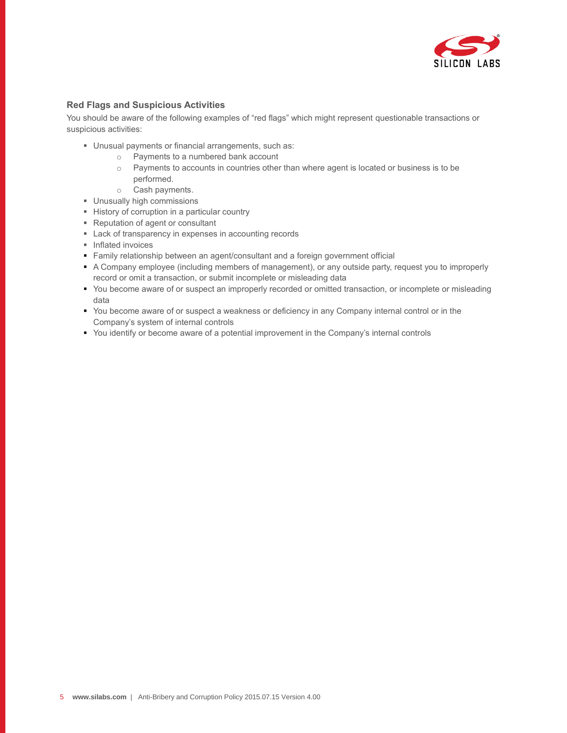### Red Flags and Suspicious Activities

You should be aware of the following examples of "red flags" which might represent questionable transactions or suspicious activities:

- Unusual payments or financial arrangements, such as:
  - Payments to a numbered bank account
  - Payments to accounts in countries other than where agent is located or business is to be performed.
  - Cash payments.
- Unusually high commissions
- History of corruption in a particular country
- Reputation of agent or consultant
- Lack of transparency in expenses in accounting records
- Inflated invoices
- Family relationship between an agent/consultant and a foreign government official
- A Company employee (including members of management), or any outside party, request you to improperly record or omit a transaction, or submit incomplete or misleading data
- You become aware of or suspect an improperly recorded or omitted transaction, or incomplete or misleading data
- You become aware of or suspect a weakness or deficiency in any Company internal control or in the Company's system of internal controls
- You identify or become aware of a potential improvement in the Company's internal controls